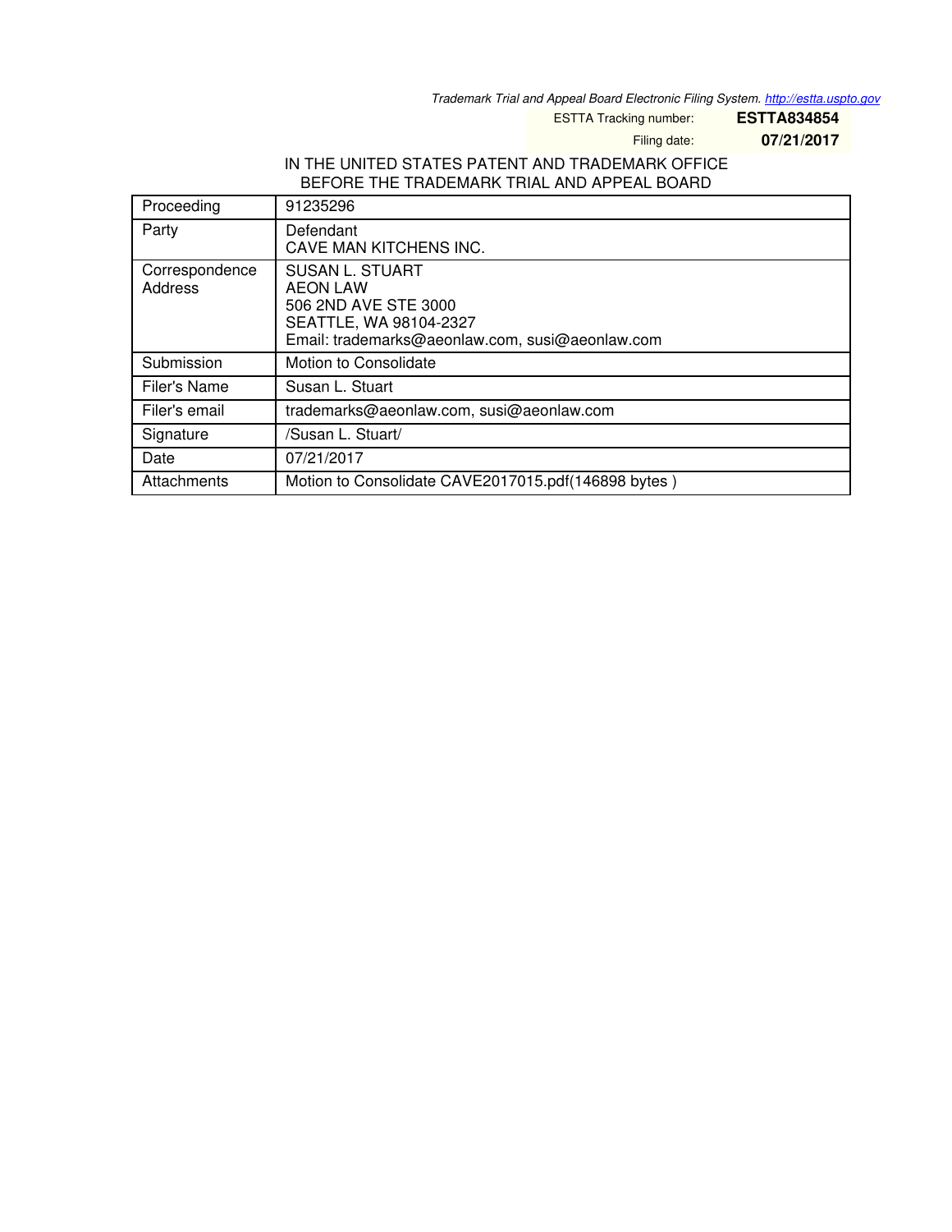Trademark Trial and Appeal Board Electronic Filing System. http://estta.uspto.gov

ESTTA Tracking number: **ESTTA834854**

Filing date: **07/21/2017**

IN THE UNITED STATES PATENT AND TRADEMARK OFFICE
BEFORE THE TRADEMARK TRIAL AND APPEAL BOARD

| | |
|---|---|
| Proceeding | 91235296 |
| Party | Defendant<br>CAVE MAN KITCHENS INC. |
| Correspondence Address | SUSAN L. STUART<br>AEON LAW<br>506 2ND AVE STE 3000<br>SEATTLE, WA 98104-2327<br>Email: trademarks@aeonlaw.com, susi@aeonlaw.com |
| Submission | Motion to Consolidate |
| Filer's Name | Susan L. Stuart |
| Filer's email | trademarks@aeonlaw.com, susi@aeonlaw.com |
| Signature | /Susan L. Stuart/ |
| Date | 07/21/2017 |
| Attachments | Motion to Consolidate CAVE2017015.pdf(146898 bytes ) |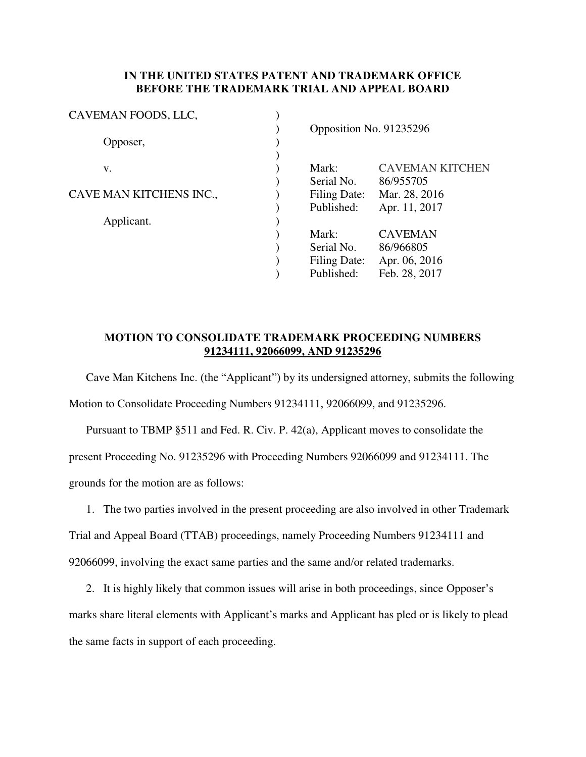**IN THE UNITED STATES PATENT AND TRADEMARK OFFICE**
**BEFORE THE TRADEMARK TRIAL AND APPEAL BOARD**

| | | |
|---|---|---|
| CAVEMAN FOODS, LLC, | ) | |
| | ) | Opposition No. 91235296 |
| Opposer, | ) | |
| | ) | |
| v. | ) | Mark: CAVEMAN KITCHEN |
| | ) | Serial No. 86/955705 |
| CAVE MAN KITCHENS INC., | ) | Filing Date: Mar. 28, 2016 |
| | ) | Published: Apr. 11, 2017 |
| Applicant. | ) | |
| | ) | Mark: CAVEMAN |
| | ) | Serial No. 86/966805 |
| | ) | Filing Date: Apr. 06, 2016 |
| | ) | Published: Feb. 28, 2017 |

**MOTION TO CONSOLIDATE TRADEMARK PROCEEDING NUMBERS**
**91234111, 92066099, AND 91235296**

Cave Man Kitchens Inc. (the "Applicant") by its undersigned attorney, submits the following Motion to Consolidate Proceeding Numbers 91234111, 92066099, and 91235296.

Pursuant to TBMP §511 and Fed. R. Civ. P. 42(a), Applicant moves to consolidate the present Proceeding No. 91235296 with Proceeding Numbers 92066099 and 91234111. The grounds for the motion are as follows:

1. The two parties involved in the present proceeding are also involved in other Trademark Trial and Appeal Board (TTAB) proceedings, namely Proceeding Numbers 91234111 and 92066099, involving the exact same parties and the same and/or related trademarks.

2. It is highly likely that common issues will arise in both proceedings, since Opposer's marks share literal elements with Applicant's marks and Applicant has pled or is likely to plead the same facts in support of each proceeding.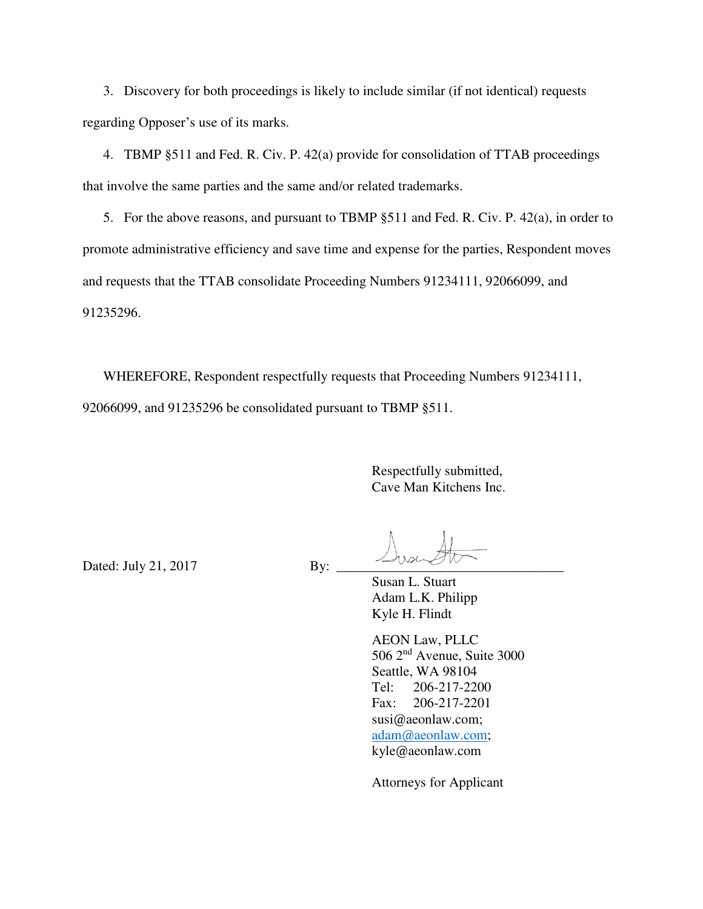3. Discovery for both proceedings is likely to include similar (if not identical) requests regarding Opposer's use of its marks.

4. TBMP §511 and Fed. R. Civ. P. 42(a) provide for consolidation of TTAB proceedings that involve the same parties and the same and/or related trademarks.

5. For the above reasons, and pursuant to TBMP §511 and Fed. R. Civ. P. 42(a), in order to promote administrative efficiency and save time and expense for the parties, Respondent moves and requests that the TTAB consolidate Proceeding Numbers 91234111, 92066099, and 91235296.

WHEREFORE, Respondent respectfully requests that Proceeding Numbers 91234111, 92066099, and 91235296 be consolidated pursuant to TBMP §511.

Respectfully submitted,
Cave Man Kitchens Inc.

Dated: July 21, 2017

By: ________________________________
Susan L. Stuart
Adam L.K. Philipp
Kyle H. Flindt

AEON Law, PLLC
506 2nd Avenue, Suite 3000
Seattle, WA 98104
Tel: 206-217-2200
Fax: 206-217-2201
susi@aeonlaw.com;
adam@aeonlaw.com;
kyle@aeonlaw.com

Attorneys for Applicant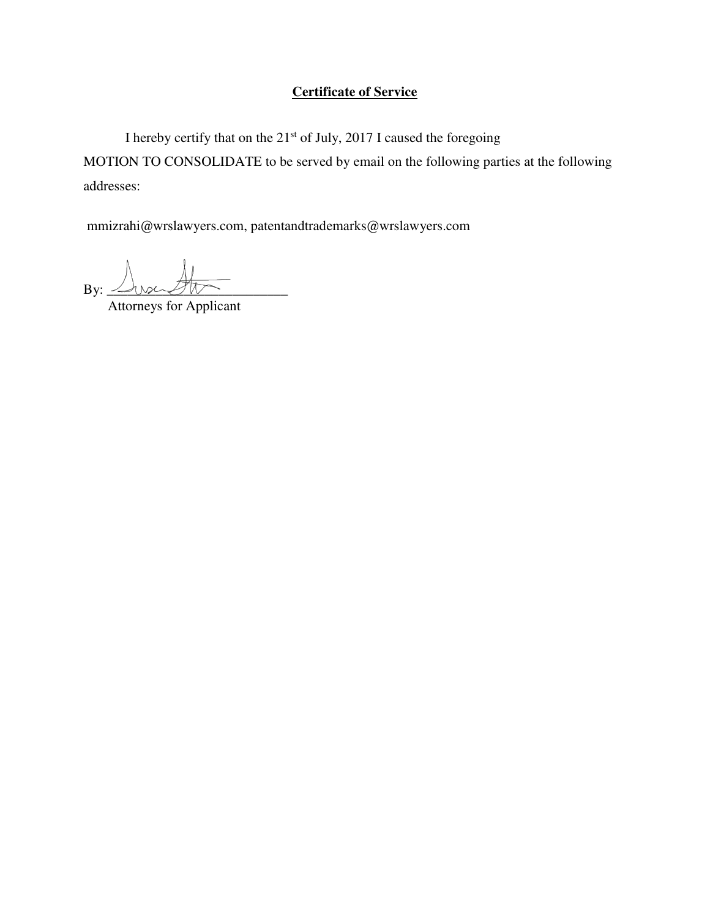**Certificate of Service**

I hereby certify that on the 21st of July, 2017 I caused the foregoing MOTION TO CONSOLIDATE to be served by email on the following parties at the following addresses:

mmizrahi@wrslawyers.com, patentandtrademarks@wrslawyers.com

By: ___________________________

Attorneys for Applicant